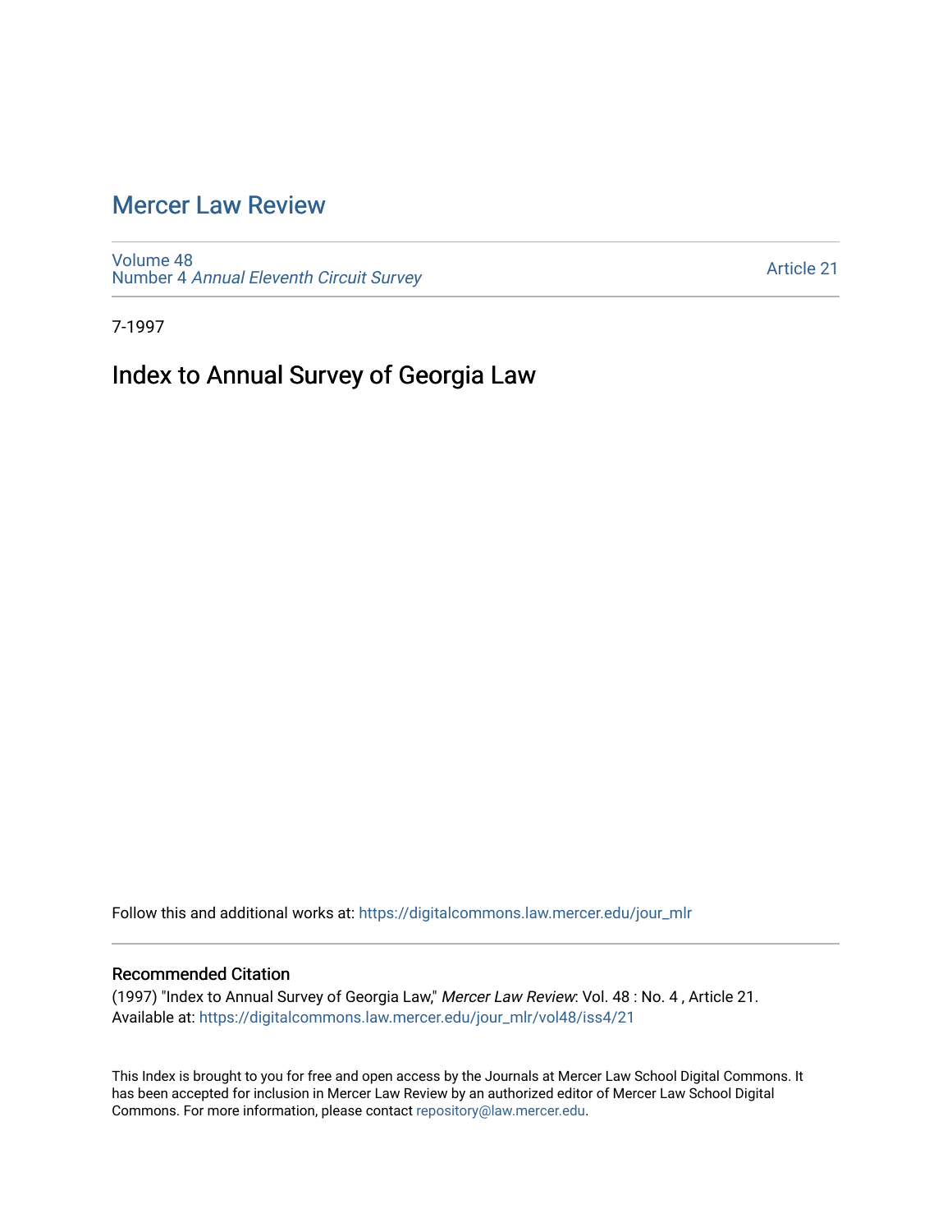# Mercer Law Review

Volume 48
Number 4 *Annual Eleventh Circuit Survey*

Article 21

7-1997

## Index to Annual Survey of Georgia Law

Follow this and additional works at: https://digitalcommons.law.mercer.edu/jour_mlr

### Recommended Citation

(1997) "Index to Annual Survey of Georgia Law," *Mercer Law Review*: Vol. 48 : No. 4 , Article 21.
Available at: https://digitalcommons.law.mercer.edu/jour_mlr/vol48/iss4/21

This Index is brought to you for free and open access by the Journals at Mercer Law School Digital Commons. It has been accepted for inclusion in Mercer Law Review by an authorized editor of Mercer Law School Digital Commons. For more information, please contact repository@law.mercer.edu.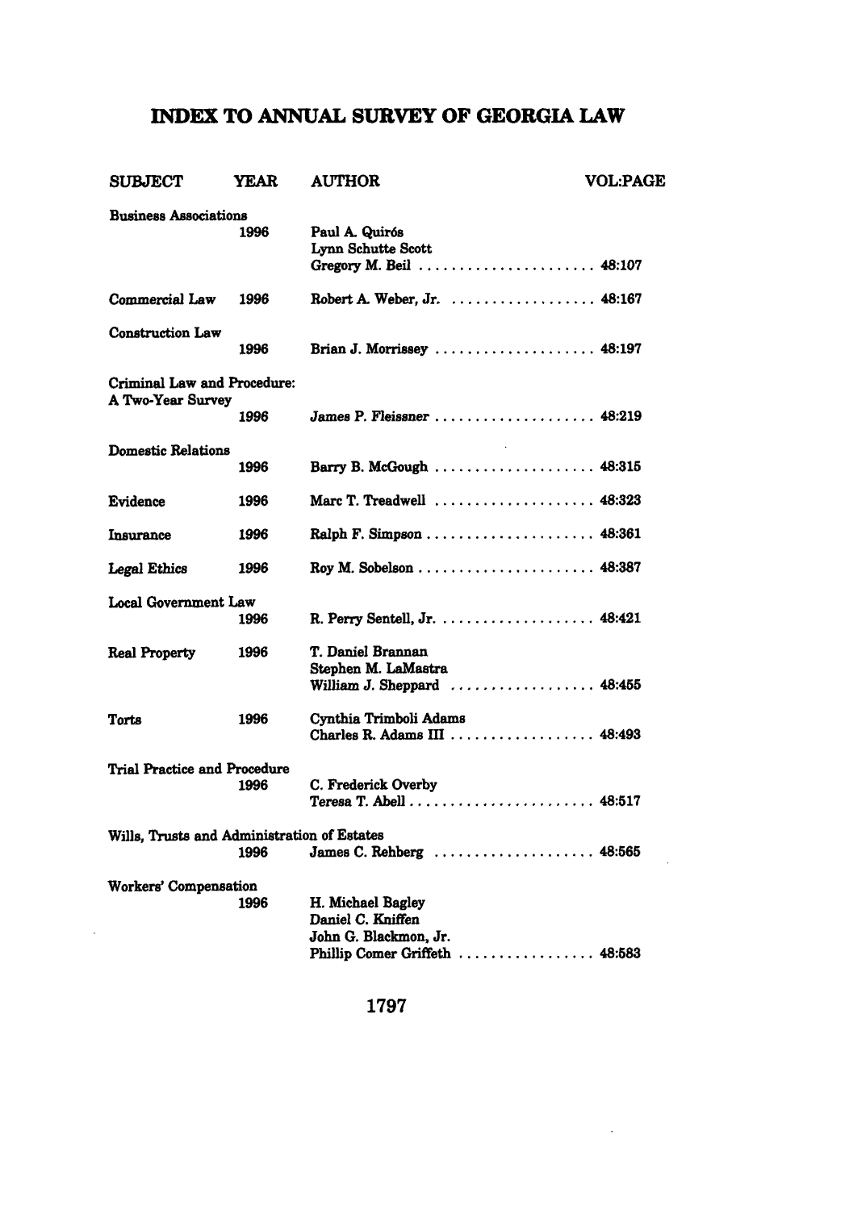# INDEX TO ANNUAL SURVEY OF GEORGIA LAW

| SUBJECT | YEAR | AUTHOR | VOL:PAGE |
|---|---|---|---|
| Business Associations | 1996 | Paul A. Quirós<br>Lynn Schutte Scott<br>Gregory M. Beil | 48:107 |
| Commercial Law | 1996 | Robert A. Weber, Jr. | 48:167 |
| Construction Law | 1996 | Brian J. Morrissey | 48:197 |
| Criminal Law and Procedure: A Two-Year Survey | 1996 | James P. Fleissner | 48:219 |
| Domestic Relations | 1996 | Barry B. McGough | 48:315 |
| Evidence | 1996 | Marc T. Treadwell | 48:323 |
| Insurance | 1996 | Ralph F. Simpson | 48:361 |
| Legal Ethics | 1996 | Roy M. Sobelson | 48:387 |
| Local Government Law | 1996 | R. Perry Sentell, Jr. | 48:421 |
| Real Property | 1996 | T. Daniel Brannan<br>Stephen M. LaMastra<br>William J. Sheppard | 48:455 |
| Torts | 1996 | Cynthia Trimboli Adams<br>Charles R. Adams III | 48:493 |
| Trial Practice and Procedure | 1996 | C. Frederick Overby<br>Teresa T. Abell | 48:517 |
| Wills, Trusts and Administration of Estates | 1996 | James C. Rehberg | 48:565 |
| Workers' Compensation | 1996 | H. Michael Bagley<br>Daniel C. Kniffen<br>John G. Blackmon, Jr.<br>Phillip Comer Griffeth | 48:583 |